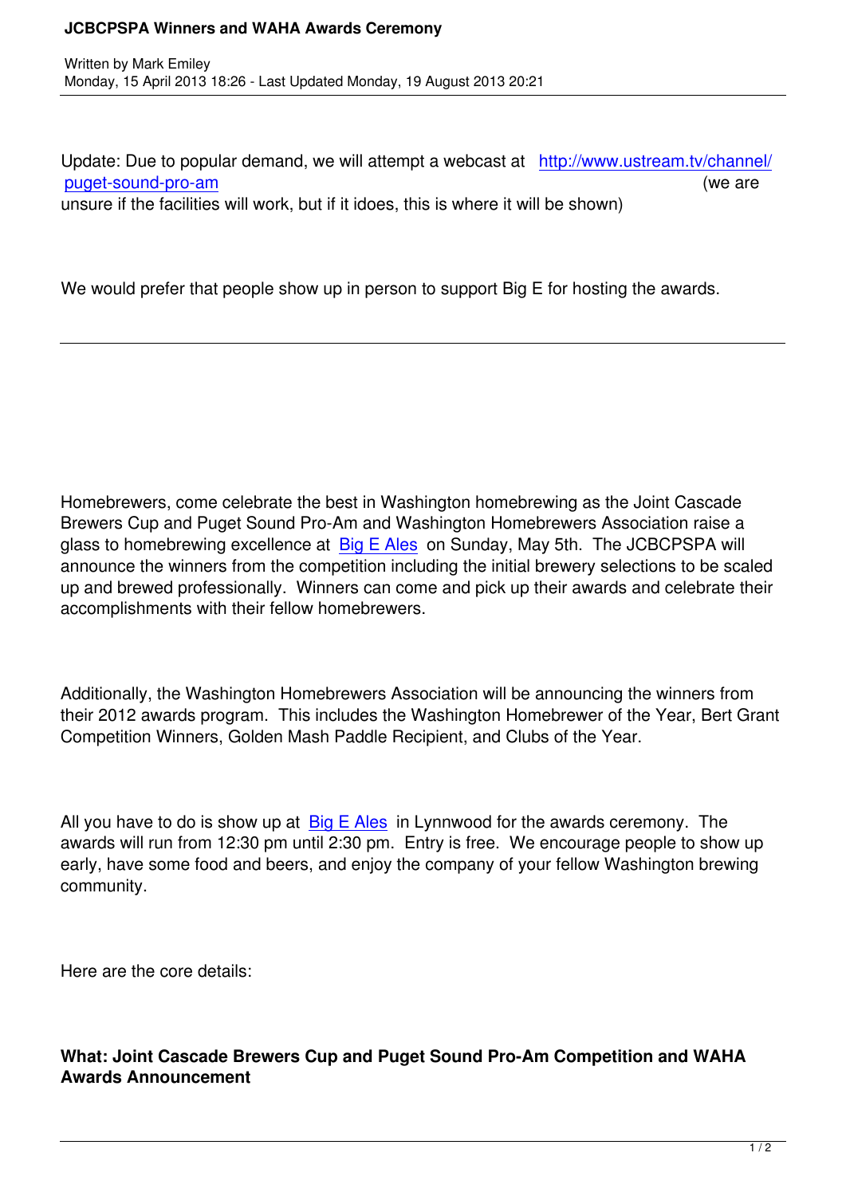# JCBCPSPA Winners and WAHA Awards Ceremony

Written by Mark Emiley
Monday, 15 April 2013 18:26 - Last Updated Monday, 19 August 2013 20:21

Update: Due to popular demand, we will attempt a webcast at [http://www.ustream.tv/channel/puget-sound-pro-am](http://www.ustream.tv/channel/puget-sound-pro-am) (we are unsure if the facilities will work, but if it idoes, this is where it will be shown)

We would prefer that people show up in person to support Big E for hosting the awards.

---

Homebrewers, come celebrate the best in Washington homebrewing as the Joint Cascade Brewers Cup and Puget Sound Pro-Am and Washington Homebrewers Association raise a glass to homebrewing excellence at Big E Ales on Sunday, May 5th. The JCBCPSPA will announce the winners from the competition including the initial brewery selections to be scaled up and brewed professionally. Winners can come and pick up their awards and celebrate their accomplishments with their fellow homebrewers.

Additionally, the Washington Homebrewers Association will be announcing the winners from their 2012 awards program. This includes the Washington Homebrewer of the Year, Bert Grant Competition Winners, Golden Mash Paddle Recipient, and Clubs of the Year.

All you have to do is show up at Big E Ales in Lynnwood for the awards ceremony. The awards will run from 12:30 pm until 2:30 pm. Entry is free. We encourage people to show up early, have some food and beers, and enjoy the company of your fellow Washington brewing community.

Here are the core details:

**What: Joint Cascade Brewers Cup and Puget Sound Pro-Am Competition and WAHA Awards Announcement**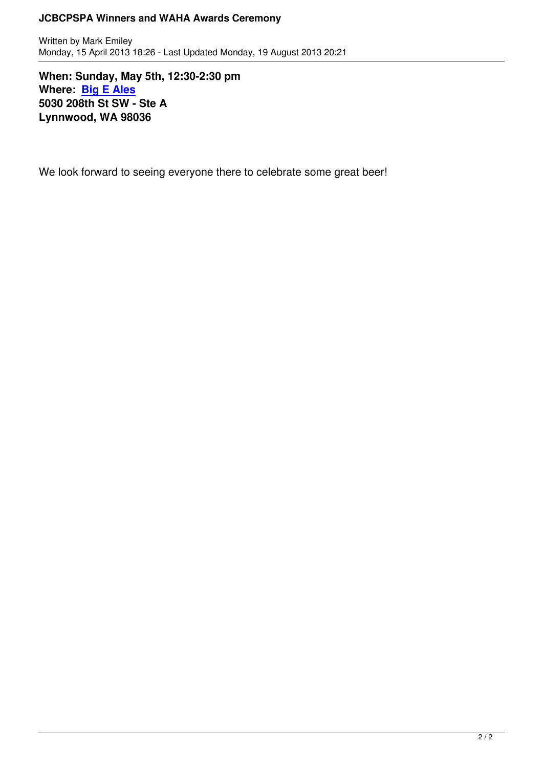**When: Sunday, May 5th, 12:30-2:30 pm**
**Where: Big E Ales**
**5030 208th St SW - Ste A**
**Lynnwood, WA 98036**

We look forward to seeing everyone there to celebrate some great beer!